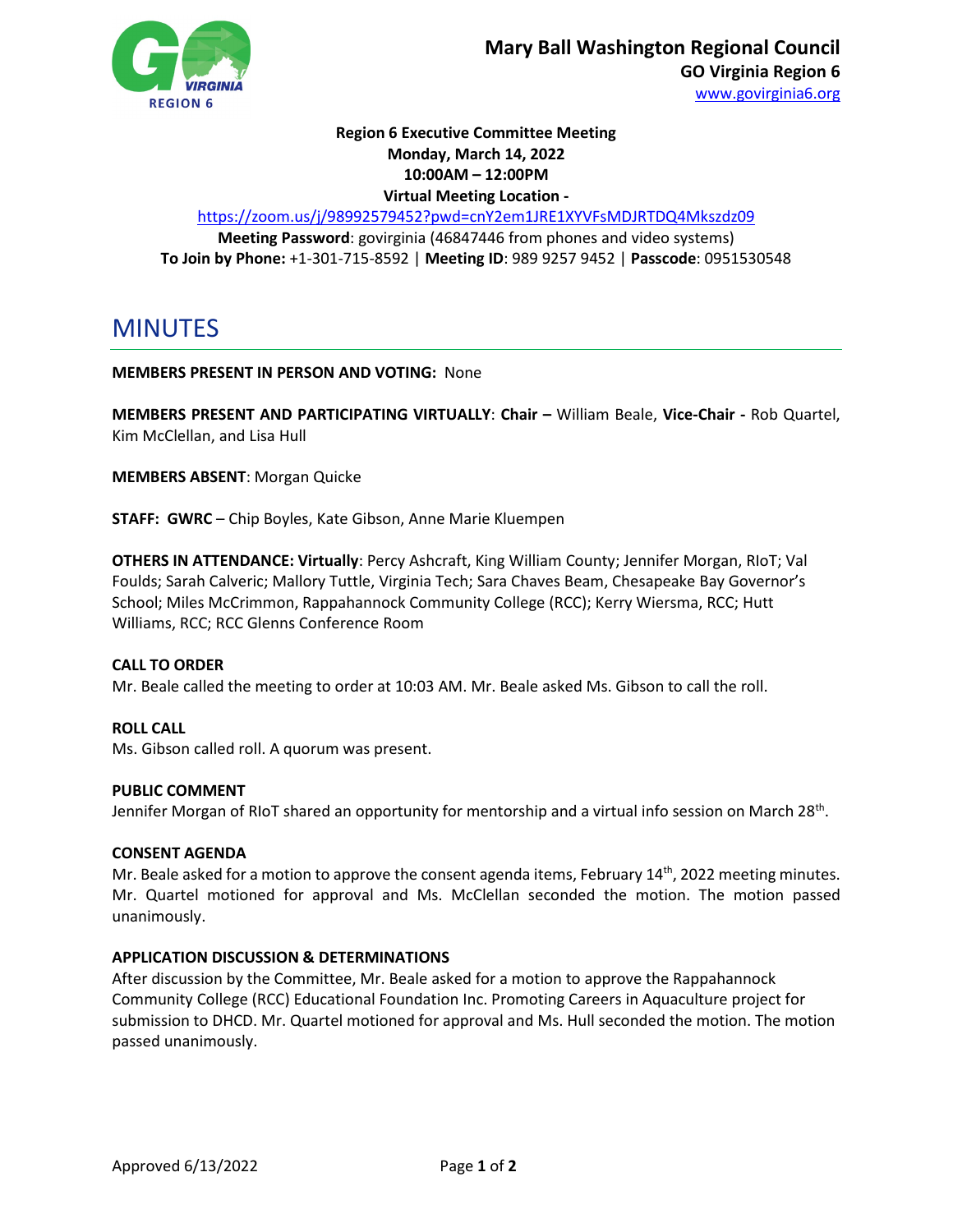**Mary Ball Washington Regional Council**
**GO Virginia Region 6**
www.govirginia6.org

**Region 6 Executive Committee Meeting**
**Monday, March 14, 2022**
**10:00AM – 12:00PM**
**Virtual Meeting Location -**
https://zoom.us/j/98992579452?pwd=cnY2em1JRE1XYVFsMDJRTDQ4Mkszdz09
**Meeting Password**: govirginia (46847446 from phones and video systems)
**To Join by Phone:** +1-301-715-8592 | **Meeting ID**: 989 9257 9452 | **Passcode**: 0951530548

# MINUTES

**MEMBERS PRESENT IN PERSON AND VOTING:** None

**MEMBERS PRESENT AND PARTICIPATING VIRTUALLY**: **Chair –** William Beale, **Vice-Chair -** Rob Quartel, Kim McClellan, and Lisa Hull

**MEMBERS ABSENT**: Morgan Quicke

**STAFF: GWRC** – Chip Boyles, Kate Gibson, Anne Marie Kluempen

**OTHERS IN ATTENDANCE: Virtually**: Percy Ashcraft, King William County; Jennifer Morgan, RIoT; Val Foulds; Sarah Calveric; Mallory Tuttle, Virginia Tech; Sara Chaves Beam, Chesapeake Bay Governor's School; Miles McCrimmon, Rappahannock Community College (RCC); Kerry Wiersma, RCC; Hutt Williams, RCC; RCC Glenns Conference Room

**CALL TO ORDER**
Mr. Beale called the meeting to order at 10:03 AM. Mr. Beale asked Ms. Gibson to call the roll.

**ROLL CALL**
Ms. Gibson called roll. A quorum was present.

**PUBLIC COMMENT**
Jennifer Morgan of RIoT shared an opportunity for mentorship and a virtual info session on March 28th.

**CONSENT AGENDA**
Mr. Beale asked for a motion to approve the consent agenda items, February 14th, 2022 meeting minutes. Mr. Quartel motioned for approval and Ms. McClellan seconded the motion. The motion passed unanimously.

**APPLICATION DISCUSSION & DETERMINATIONS**
After discussion by the Committee, Mr. Beale asked for a motion to approve the Rappahannock Community College (RCC) Educational Foundation Inc. Promoting Careers in Aquaculture project for submission to DHCD. Mr. Quartel motioned for approval and Ms. Hull seconded the motion. The motion passed unanimously.

Approved 6/13/2022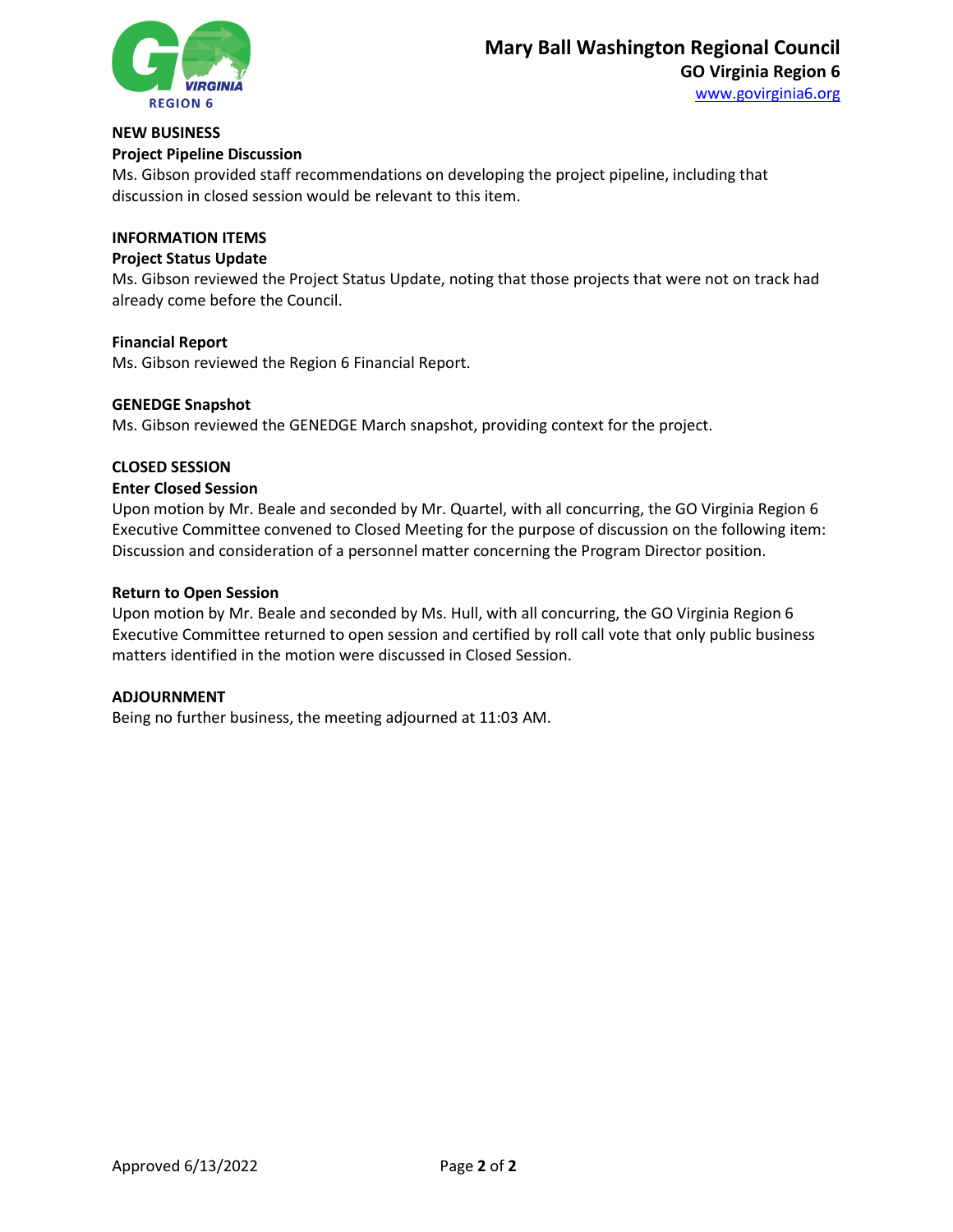**NEW BUSINESS**

**Project Pipeline Discussion**

Ms. Gibson provided staff recommendations on developing the project pipeline, including that discussion in closed session would be relevant to this item.

**INFORMATION ITEMS**

**Project Status Update**

Ms. Gibson reviewed the Project Status Update, noting that those projects that were not on track had already come before the Council.

**Financial Report**

Ms. Gibson reviewed the Region 6 Financial Report.

**GENEDGE Snapshot**

Ms. Gibson reviewed the GENEDGE March snapshot, providing context for the project.

**CLOSED SESSION**

**Enter Closed Session**

Upon motion by Mr. Beale and seconded by Mr. Quartel, with all concurring, the GO Virginia Region 6 Executive Committee convened to Closed Meeting for the purpose of discussion on the following item: Discussion and consideration of a personnel matter concerning the Program Director position.

**Return to Open Session**

Upon motion by Mr. Beale and seconded by Ms. Hull, with all concurring, the GO Virginia Region 6 Executive Committee returned to open session and certified by roll call vote that only public business matters identified in the motion were discussed in Closed Session.

**ADJOURNMENT**

Being no further business, the meeting adjourned at 11:03 AM.

Approved 6/13/2022